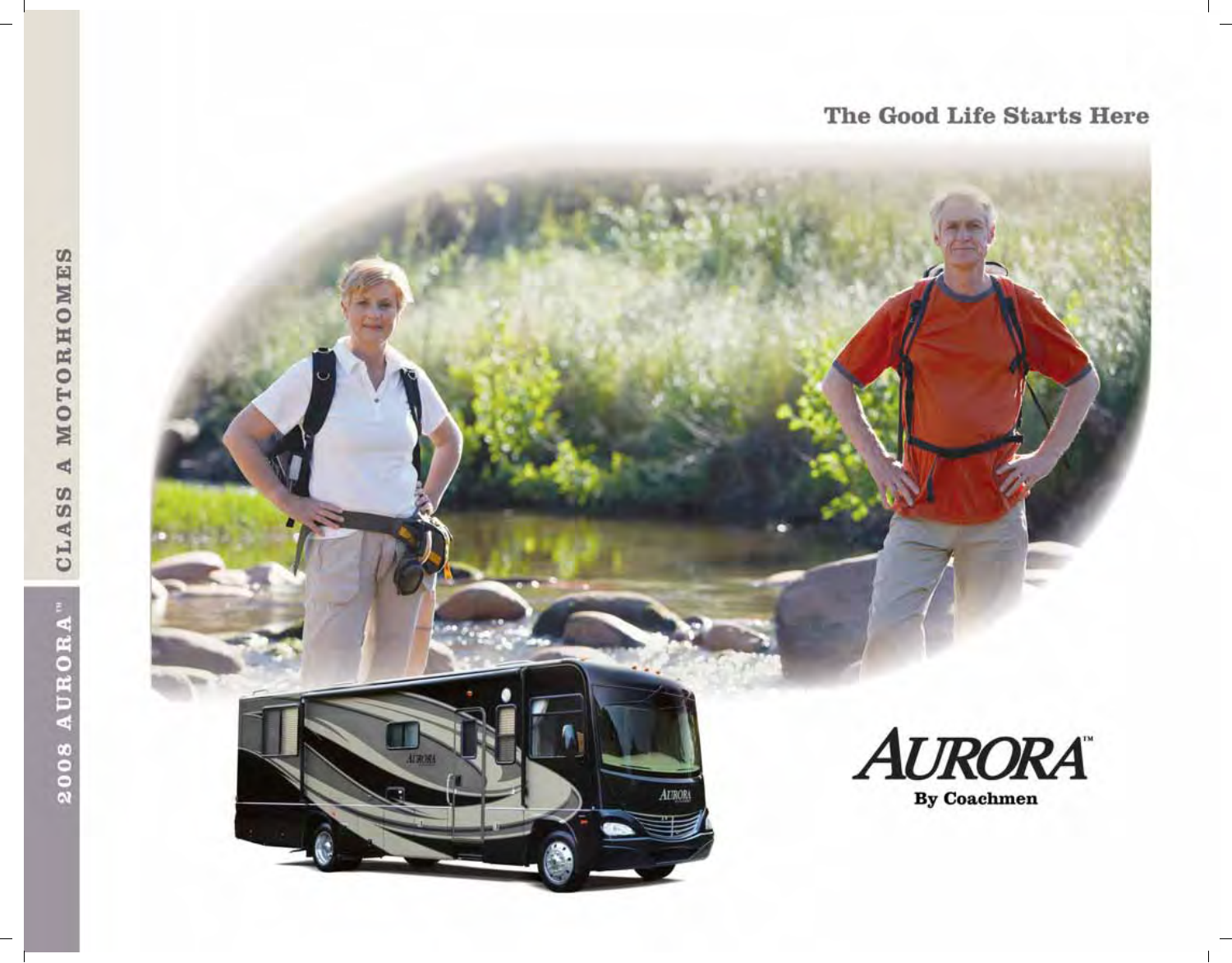2008 AURORA™ CLASS A MOTORHOMES

The Good Life Starts Here

# AURORA™

By Coachmen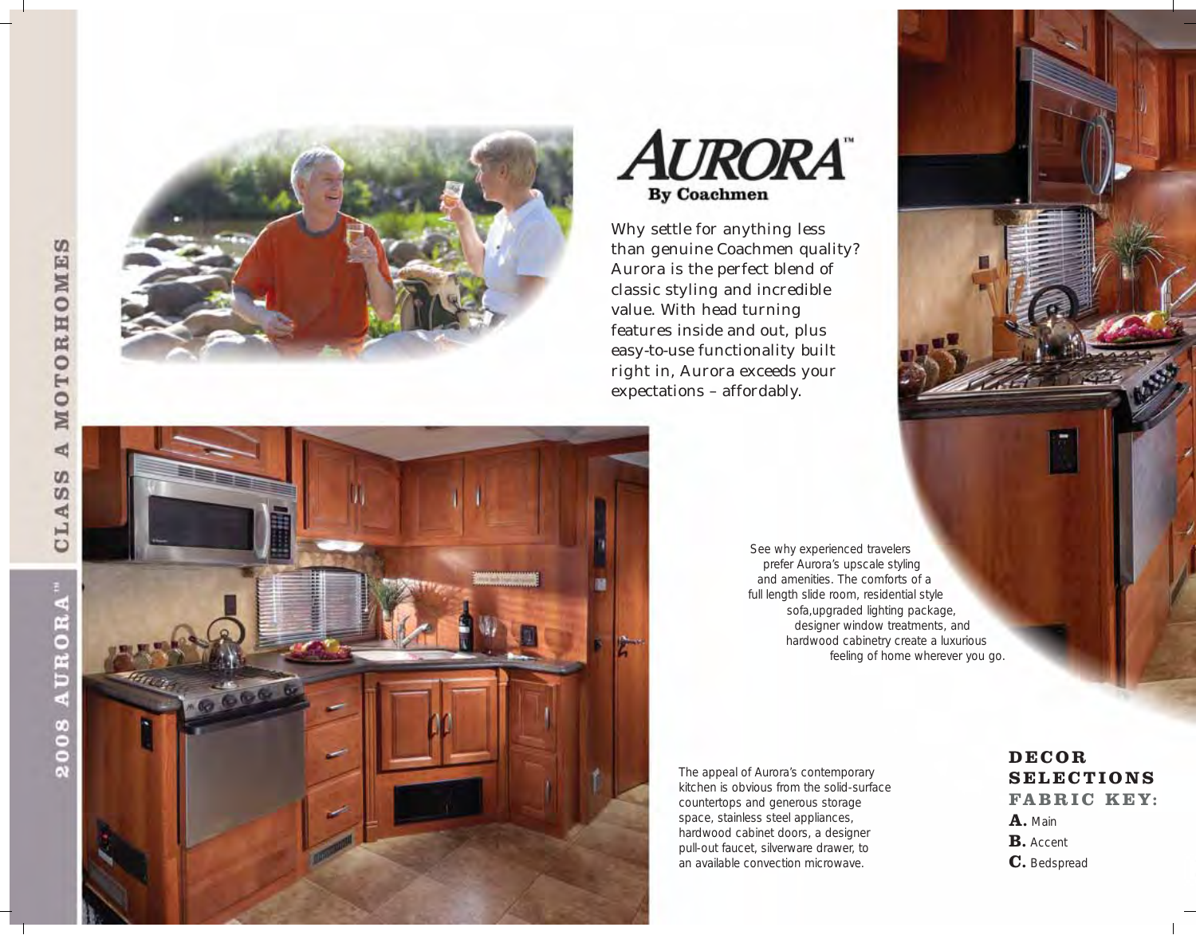# AURORA™

**By Coachmen**

Why settle for anything less than genuine Coachmen quality? Aurora is the perfect blend of classic styling and incredible value. With head turning features inside and out, plus easy-to-use functionality built right in, Aurora exceeds your expectations – affordably.

See why experienced travelers prefer Aurora's upscale styling and amenities. The comforts of a full length slide room, residential style sofa,upgraded lighting package, designer window treatments, and hardwood cabinetry create a luxurious feeling of home wherever you go.

The appeal of Aurora's contemporary kitchen is obvious from the solid-surface countertops and generous storage space, stainless steel appliances, hardwood cabinet doors, a designer pull-out faucet, silverware drawer, to an available convection microwave.

## DECOR SELECTIONS

### FABRIC KEY:

**A.** Main
**B.** Accent
**C.** Bedspread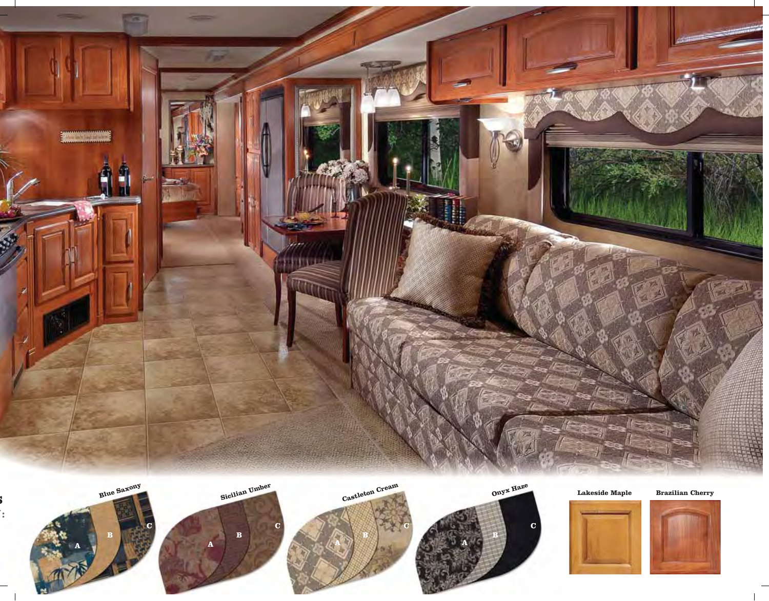Blue Saxony

A B C

Sicilian Umber

A B C

Castleton Cream

A B C

Onyx Haze

A B C

Lakeside Maple

Brazilian Cherry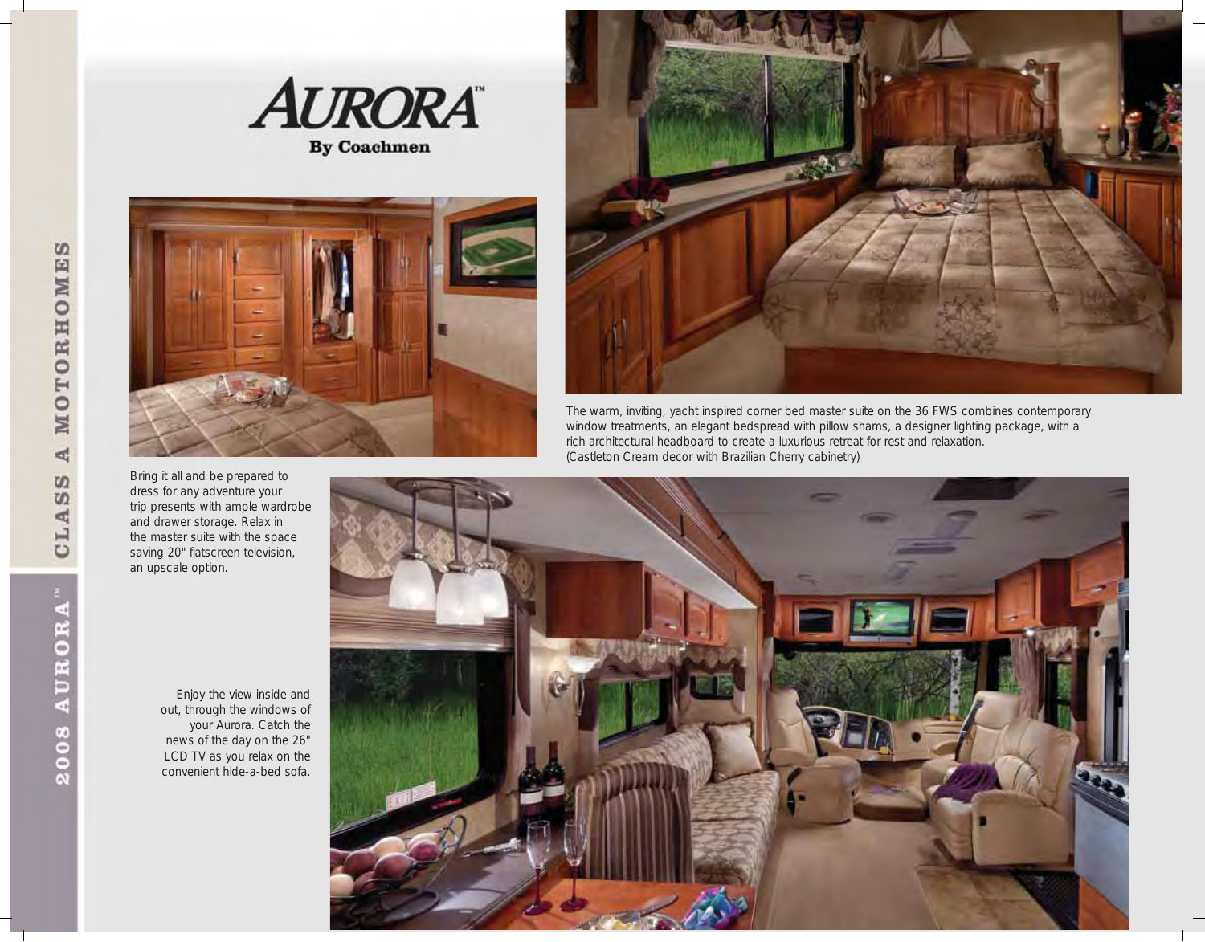# AURORA™

**By Coachmen**

The warm, inviting, yacht inspired corner bed master suite on the 36 FWS combines contemporary window treatments, an elegant bedspread with pillow shams, a designer lighting package, with a rich architectural headboard to create a luxurious retreat for rest and relaxation. (Castleton Cream decor with Brazilian Cherry cabinetry)

Bring it all and be prepared to dress for any adventure your trip presents with ample wardrobe and drawer storage. Relax in the master suite with the space saving 20" flatscreen television, an upscale option.

Enjoy the view inside and out, through the windows of your Aurora. Catch the news of the day on the 26" LCD TV as you relax on the convenient hide-a-bed sofa.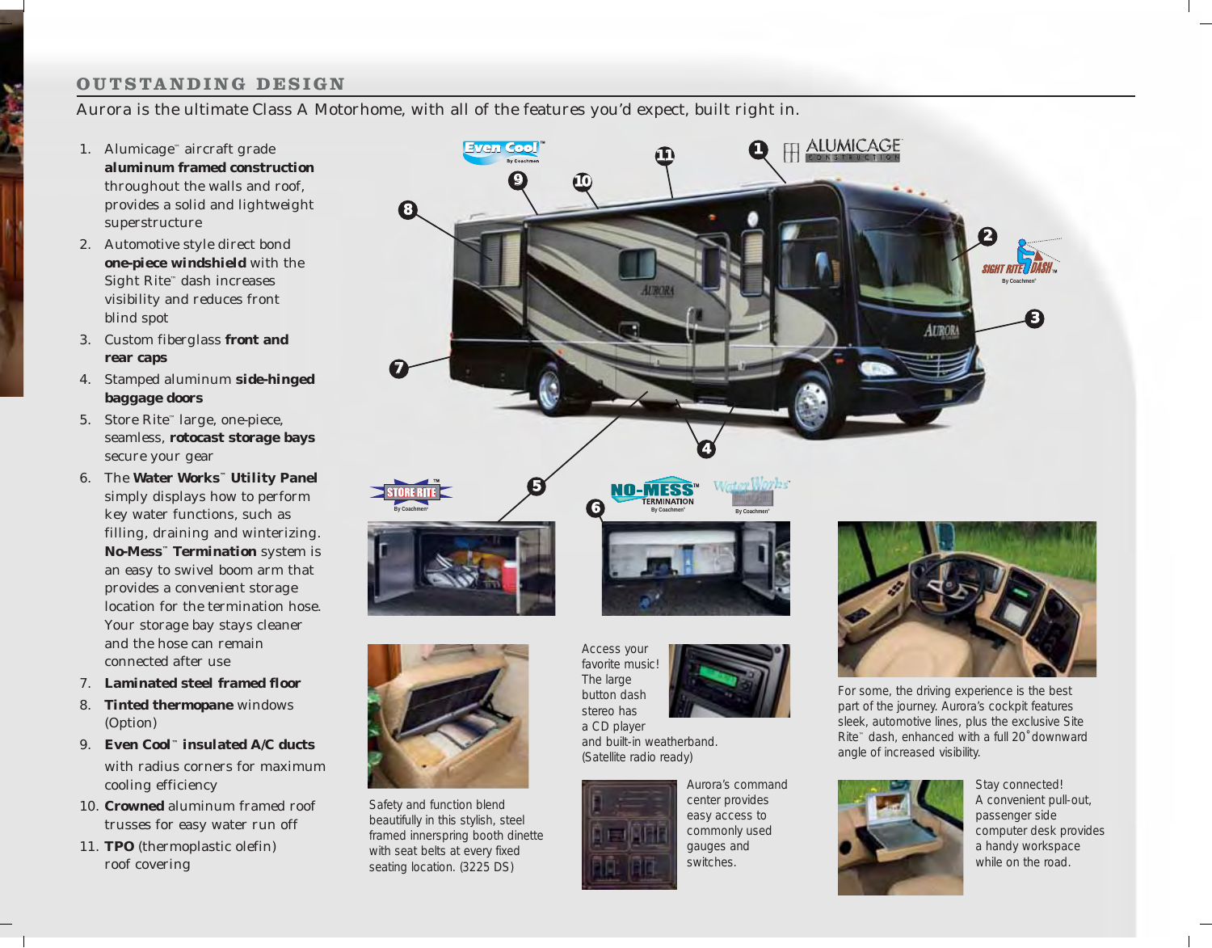## OUTSTANDING DESIGN

Aurora is the ultimate Class A Motorhome, with all of the features you'd expect, built right in.

1. Alumicage™ aircraft grade **aluminum framed construction** throughout the walls and roof, provides a solid and lightweight superstructure
2. Automotive style direct bond **one-piece windshield** with the Sight Rite™ dash increases visibility and reduces front blind spot
3. Custom fiberglass **front and rear caps**
4. Stamped aluminum **side-hinged baggage doors**
5. Store Rite™ large, one-piece, seamless, **rotocast storage bays** secure your gear
6. The **Water Works™ Utility Panel** simply displays how to perform key water functions, such as filling, draining and winterizing. **No-Mess™ Termination** system is an easy to swivel boom arm that provides a convenient storage location for the termination hose. Your storage bay stays cleaner and the hose can remain connected after use
7. **Laminated steel framed floor**
8. **Tinted thermopane** windows (Option)
9. **Even Cool™ insulated A/C ducts** with radius corners for maximum cooling efficiency
10. **Crowned** aluminum framed roof trusses for easy water run off
11. **TPO** (thermoplastic olefin) roof covering

Safety and function blend beautifully in this stylish, steel framed innerspring booth dinette with seat belts at every fixed seating location. (3225 DS)

Access your favorite music! The large button dash stereo has a CD player and built-in weatherband. (Satellite radio ready)

Aurora's command center provides easy access to commonly used gauges and switches.

For some, the driving experience is the best part of the journey. Aurora's cockpit features sleek, automotive lines, plus the exclusive Site Rite™ dash, enhanced with a full 20˚ downward angle of increased visibility.

Stay connected! A convenient pull-out, passenger side computer desk provides a handy workspace while on the road.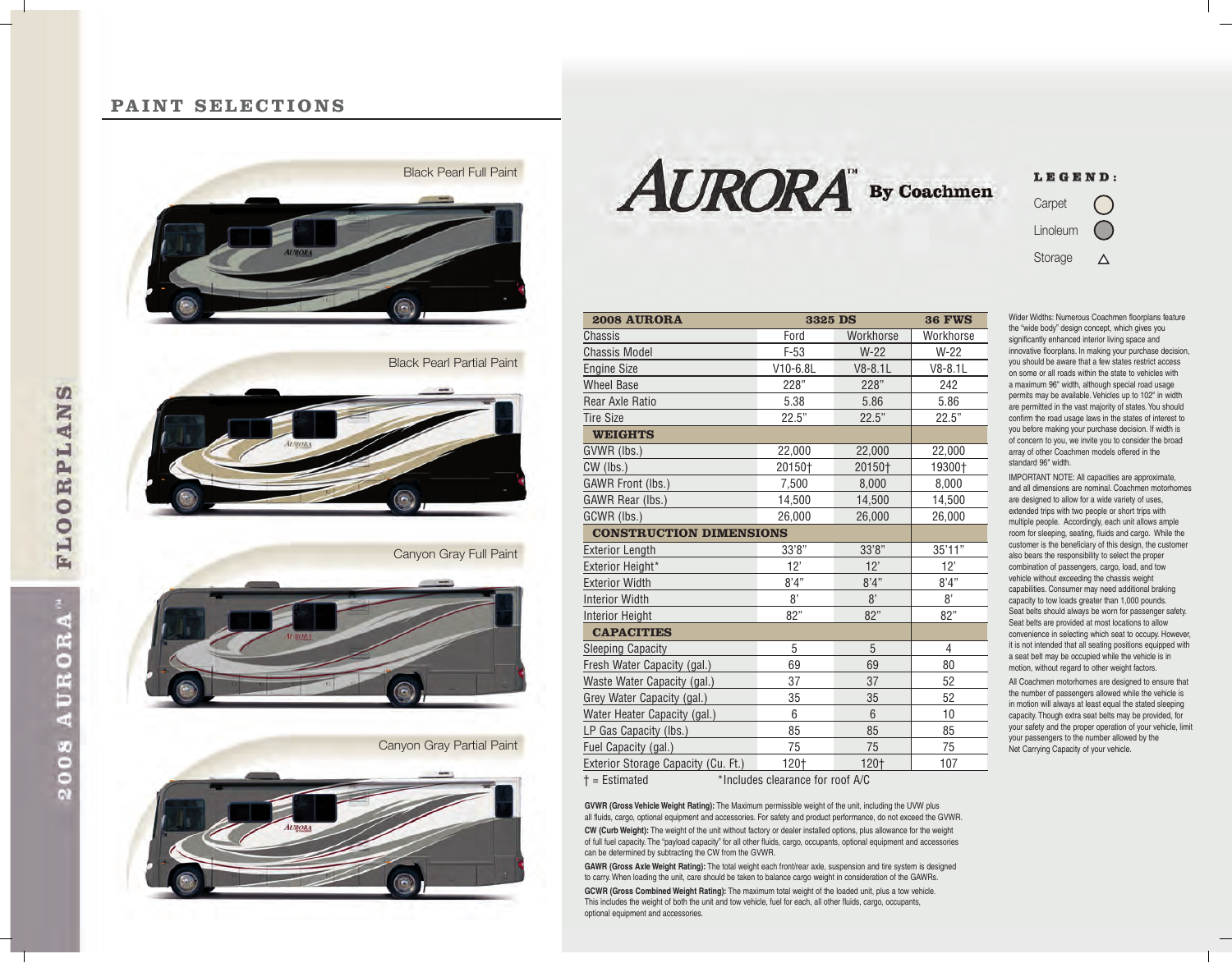## PAINT SELECTIONS

Black Pearl Full Paint

Black Pearl Partial Paint

Canyon Gray Full Paint

Canyon Gray Partial Paint

# AURORA™ By Coachmen

**LEGEND:**

- Carpet ○
- Linoleum ●
- Storage △

| 2008 AURORA | 3325 DS | | 36 FWS |
|---|---|---|---|
| Chassis | Ford | Workhorse | Workhorse |
| Chassis Model | F-53 | W-22 | W-22 |
| Engine Size | V10-6.8L | V8-8.1L | V8-8.1L |
| Wheel Base | 228" | 228" | 242 |
| Rear Axle Ratio | 5.38 | 5.86 | 5.86 |
| Tire Size | 22.5" | 22.5" | 22.5" |
| **WEIGHTS** | | | |
| GVWR (lbs.) | 22,000 | 22,000 | 22,000 |
| CW (lbs.) | 20150† | 20150† | 19300† |
| GAWR Front (lbs.) | 7,500 | 8,000 | 8,000 |
| GAWR Rear (lbs.) | 14,500 | 14,500 | 14,500 |
| GCWR (lbs.) | 26,000 | 26,000 | 26,000 |
| **CONSTRUCTION DIMENSIONS** | | | |
| Exterior Length | 33'8" | 33'8" | 35'11" |
| Exterior Height* | 12' | 12' | 12' |
| Exterior Width | 8'4" | 8'4" | 8'4" |
| Interior Width | 8' | 8' | 8' |
| Interior Height | 82" | 82" | 82" |
| **CAPACITIES** | | | |
| Sleeping Capacity | 5 | 5 | 4 |
| Fresh Water Capacity (gal.) | 69 | 69 | 80 |
| Waste Water Capacity (gal.) | 37 | 37 | 52 |
| Grey Water Capacity (gal.) | 35 | 35 | 52 |
| Water Heater Capacity (gal.) | 6 | 6 | 10 |
| LP Gas Capacity (lbs.) | 85 | 85 | 85 |
| Fuel Capacity (gal.) | 75 | 75 | 75 |
| Exterior Storage Capacity (Cu. Ft.) | 120† | 120† | 107 |

† = Estimated *Includes clearance for roof A/C

**GVWR (Gross Vehicle Weight Rating):** The Maximum permissible weight of the unit, including the UVW plus all fluids, cargo, optional equipment and accessories. For safety and product performance, do not exceed the GVWR.

**CW (Curb Weight):** The weight of the unit without factory or dealer installed options, plus allowance for the weight of full fuel capacity. The "payload capacity" for all other fluids, cargo, occupants, optional equipment and accessories can be determined by subtracting the CW from the GVWR.

**GAWR (Gross Axle Weight Rating):** The total weight each front/rear axle, suspension and tire system is designed to carry. When loading the unit, care should be taken to balance cargo weight in consideration of the GAWRs.

**GCWR (Gross Combined Weight Rating):** The maximum total weight of the loaded unit, plus a tow vehicle. This includes the weight of both the unit and tow vehicle, fuel for each, all other fluids, cargo, occupants, optional equipment and accessories.

Wider Widths: Numerous Coachmen floorplans feature the "wide body" design concept, which gives you significantly enhanced interior living space and innovative floorplans. In making your purchase decision, you should be aware that a few states restrict access on some or all roads within the state to vehicles with a maximum 96" width, although special road usage permits may be available. Vehicles up to 102" in width are permitted in the vast majority of states. You should confirm the road usage laws in the states of interest to you before making your purchase decision. If width is of concern to you, we invite you to consider the broad array of other Coachmen models offered in the standard 96" width.

IMPORTANT NOTE: All capacities are approximate, and all dimensions are nominal. Coachmen motorhomes are designed to allow for a wide variety of uses, extended trips with two people or short trips with multiple people. Accordingly, each unit allows ample room for sleeping, seating, fluids and cargo. While the customer is the beneficiary of this design, the customer also bears the responsibility to select the proper combination of passengers, cargo, load, and tow vehicle without exceeding the chassis weight capabilities. Consumer may need additional braking capacity to tow loads greater than 1,000 pounds. Seat belts should always be worn for passenger safety. Seat belts are provided at most locations to allow convenience in selecting which seat to occupy. However, it is not intended that all seating positions equipped with a seat belt may be occupied while the vehicle is in motion, without regard to other weight factors.

All Coachmen motorhomes are designed to ensure that the number of passengers allowed while the vehicle is in motion will always at least equal the stated sleeping capacity. Though extra seat belts may be provided, for your safety and the proper operation of your vehicle, limit your passengers to the number allowed by the Net Carrying Capacity of your vehicle.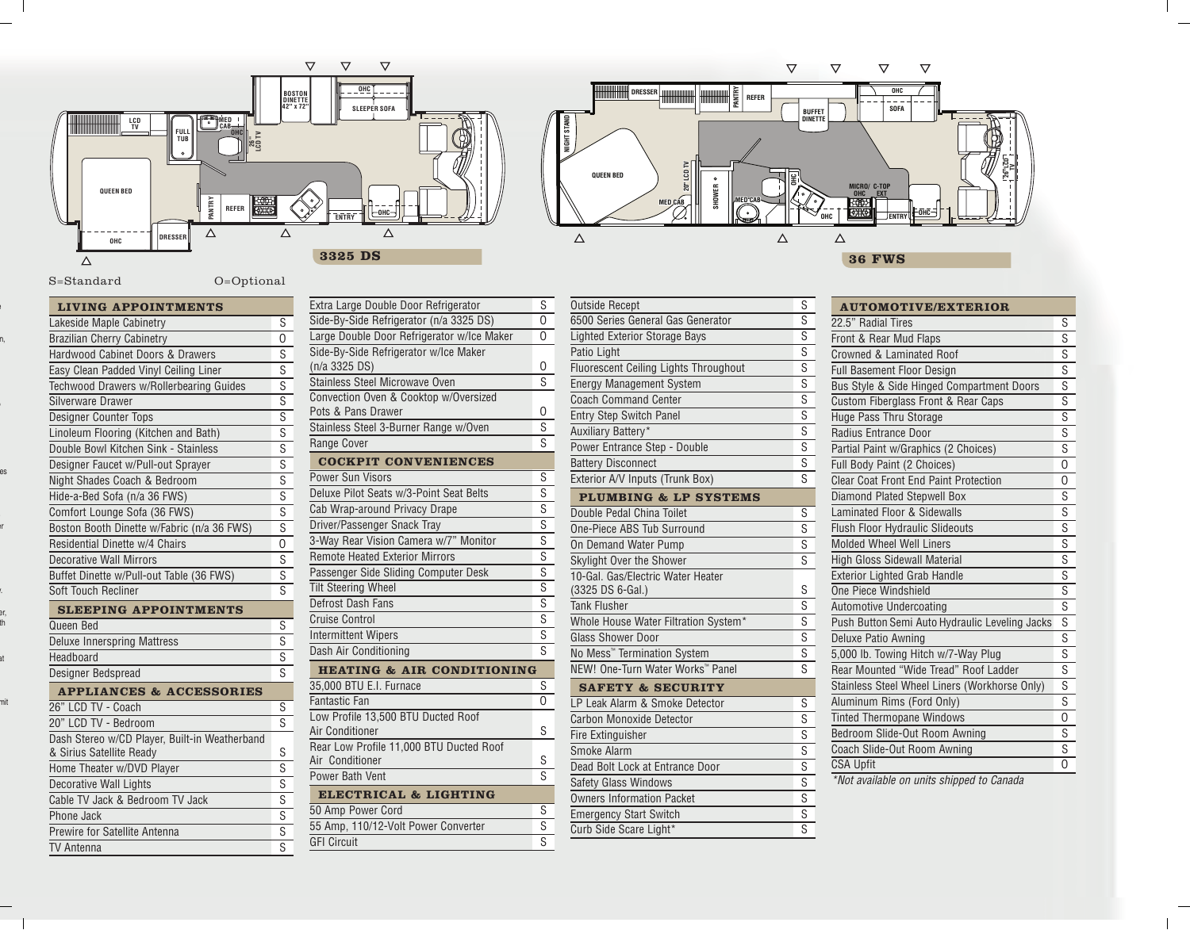3325 DS

36 FWS

S=Standard O=Optional

| LIVING APPOINTMENTS | |
|---|---|
| Lakeside Maple Cabinetry | S |
| Brazilian Cherry Cabinetry | O |
| Hardwood Cabinet Doors & Drawers | S |
| Easy Clean Padded Vinyl Ceiling Liner | S |
| Techwood Drawers w/Rollerbearing Guides | S |
| Silverware Drawer | S |
| Designer Counter Tops | S |
| Linoleum Flooring (Kitchen and Bath) | S |
| Double Bowl Kitchen Sink - Stainless | S |
| Designer Faucet w/Pull-out Sprayer | S |
| Night Shades Coach & Bedroom | S |
| Hide-a-Bed Sofa (n/a 36 FWS) | S |
| Comfort Lounge Sofa (36 FWS) | S |
| Boston Booth Dinette w/Fabric (n/a 36 FWS) | S |
| Residential Dinette w/4 Chairs | O |
| Decorative Wall Mirrors | S |
| Buffet Dinette w/Pull-out Table (36 FWS) | S |
| Soft Touch Recliner | S |

| SLEEPING APPOINTMENTS | |
|---|---|
| Queen Bed | S |
| Deluxe Innerspring Mattress | S |
| Headboard | S |
| Designer Bedspread | S |

| APPLIANCES & ACCESSORIES | |
|---|---|
| 26" LCD TV - Coach | S |
| 20" LCD TV - Bedroom | S |
| Dash Stereo w/CD Player, Built-in Weatherband & Sirius Satellite Ready | S |
| Home Theater w/DVD Player | S |
| Decorative Wall Lights | S |
| Cable TV Jack & Bedroom TV Jack | S |
| Phone Jack | S |
| Prewire for Satellite Antenna | S |
| TV Antenna | S |
| Extra Large Double Door Refrigerator | S |
| Side-By-Side Refrigerator (n/a 3325 DS) | O |
| Large Double Door Refrigerator w/Ice Maker | O |
| Side-By-Side Refrigerator w/Ice Maker (n/a 3325 DS) | O |
| Stainless Steel Microwave Oven | S |
| Convection Oven & Cooktop w/Oversized Pots & Pans Drawer | O |
| Stainless Steel 3-Burner Range w/Oven | S |
| Range Cover | S |

| COCKPIT CONVENIENCES | |
|---|---|
| Power Sun Visors | S |
| Deluxe Pilot Seats w/3-Point Seat Belts | S |
| Cab Wrap-around Privacy Drape | S |
| Driver/Passenger Snack Tray | S |
| 3-Way Rear Vision Camera w/7" Monitor | S |
| Remote Heated Exterior Mirrors | S |
| Passenger Side Sliding Computer Desk | S |
| Tilt Steering Wheel | S |
| Defrost Dash Fans | S |
| Cruise Control | S |
| Intermittent Wipers | S |
| Dash Air Conditioning | S |

| HEATING & AIR CONDITIONING | |
|---|---|
| 35,000 BTU E.I. Furnace | S |
| Fantastic Fan | O |
| Low Profile 13,500 BTU Ducted Roof Air Conditioner | S |
| Rear Low Profile 11,000 BTU Ducted Roof Air Conditioner | S |
| Power Bath Vent | S |

| ELECTRICAL & LIGHTING | |
|---|---|
| 50 Amp Power Cord | S |
| 55 Amp, 110/12-Volt Power Converter | S |
| GFI Circuit | S |
| Outside Recept | S |
| 6500 Series General Gas Generator | S |
| Lighted Exterior Storage Bays | S |
| Patio Light | S |
| Fluorescent Ceiling Lights Throughout | S |
| Energy Management System | S |
| Coach Command Center | S |
| Entry Step Switch Panel | S |
| Auxiliary Battery* | S |
| Power Entrance Step - Double | S |
| Battery Disconnect | S |
| Exterior A/V Inputs (Trunk Box) | S |

| PLUMBING & LP SYSTEMS | |
|---|---|
| Double Pedal China Toilet | S |
| One-Piece ABS Tub Surround | S |
| On Demand Water Pump | S |
| Skylight Over the Shower | S |
| 10-Gal. Gas/Electric Water Heater (3325 DS 6-Gal.) | S |
| Tank Flusher | S |
| Whole House Water Filtration System* | S |
| Glass Shower Door | S |
| No Mess™ Termination System | S |
| NEW! One-Turn Water Works™ Panel | S |

| SAFETY & SECURITY | |
|---|---|
| LP Leak Alarm & Smoke Detector | S |
| Carbon Monoxide Detector | S |
| Fire Extinguisher | S |
| Smoke Alarm | S |
| Dead Bolt Lock at Entrance Door | S |
| Safety Glass Windows | S |
| Owners Information Packet | S |
| Emergency Start Switch | S |
| Curb Side Scare Light* | S |

| AUTOMOTIVE/EXTERIOR | |
|---|---|
| 22.5" Radial Tires | S |
| Front & Rear Mud Flaps | S |
| Crowned & Laminated Roof | S |
| Full Basement Floor Design | S |
| Bus Style & Side Hinged Compartment Doors | S |
| Custom Fiberglass Front & Rear Caps | S |
| Huge Pass Thru Storage | S |
| Radius Entrance Door | S |
| Partial Paint w/Graphics (2 Choices) | S |
| Full Body Paint (2 Choices) | O |
| Clear Coat Front End Paint Protection | O |
| Diamond Plated Stepwell Box | S |
| Laminated Floor & Sidewalls | S |
| Flush Floor Hydraulic Slideouts | S |
| Molded Wheel Well Liners | S |
| High Gloss Sidewall Material | S |
| Exterior Lighted Grab Handle | S |
| One Piece Windshield | S |
| Automotive Undercoating | S |
| Push Button Semi Auto Hydraulic Leveling Jacks | S |
| Deluxe Patio Awning | S |
| 5,000 lb. Towing Hitch w/7-Way Plug | S |
| Rear Mounted "Wide Tread" Roof Ladder | S |
| Stainless Steel Wheel Liners (Workhorse Only) | S |
| Aluminum Rims (Ford Only) | S |
| Tinted Thermopane Windows | O |
| Bedroom Slide-Out Room Awning | S |
| Coach Slide-Out Room Awning | S |
| CSA Upfit | O |

*Not available on units shipped to Canada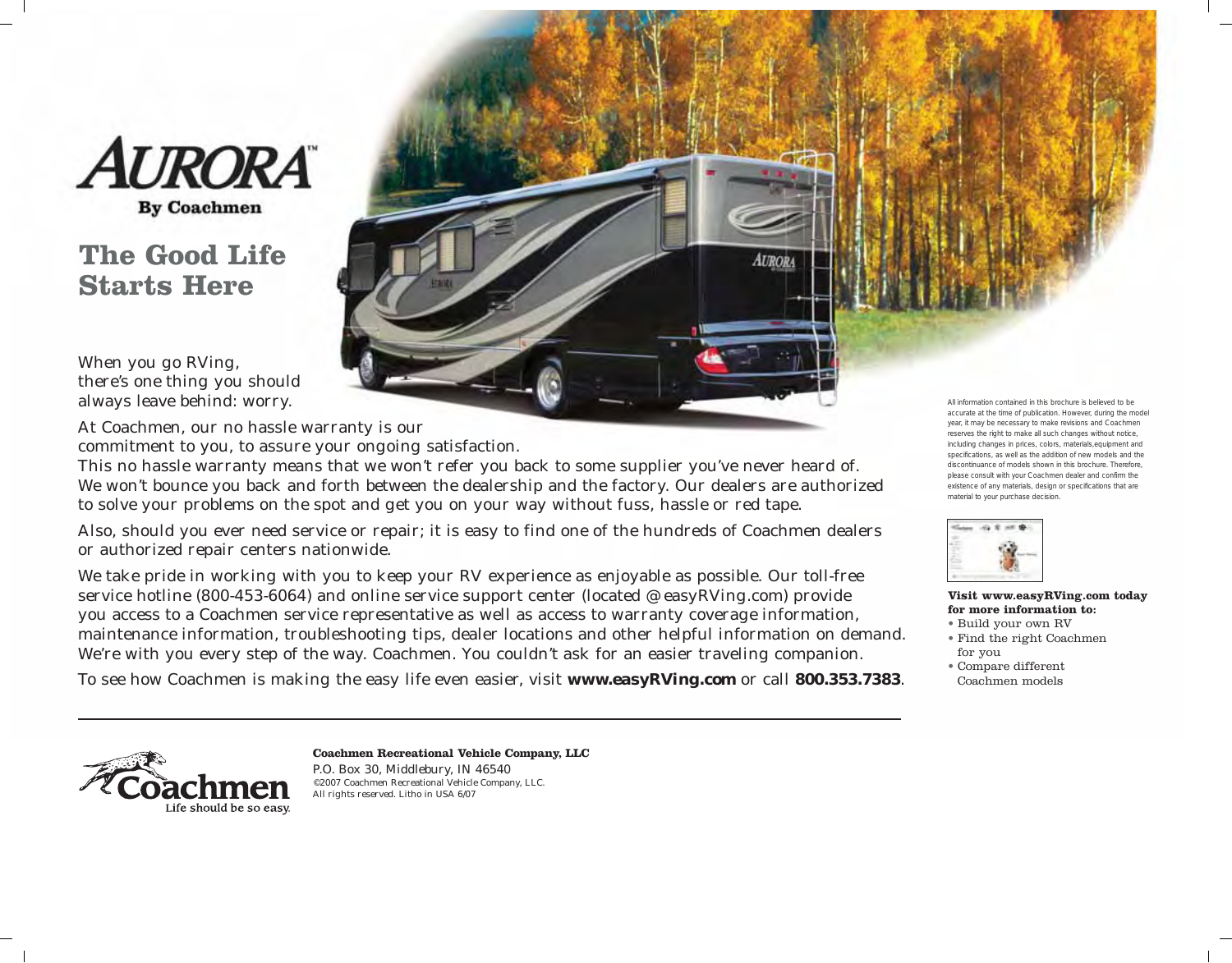# AURORA™

**By Coachmen**

## The Good Life Starts Here

*When you go RVing, there's one thing you should always leave behind: worry.*

At Coachmen, our no hassle warranty is our commitment to you, to assure your ongoing satisfaction. This no hassle warranty means that we won't refer you back to some supplier you've never heard of. We won't bounce you back and forth between the dealership and the factory. Our dealers are authorized to solve your problems on the spot and get you on your way without fuss, hassle or red tape.

Also, should you ever need service or repair; it is easy to find one of the hundreds of Coachmen dealers or authorized repair centers nationwide.

We take pride in working with you to keep your RV experience as enjoyable as possible. Our toll-free service hotline (800-453-6064) and online service support center (located @ easyRVing.com) provide you access to a Coachmen service representative as well as access to warranty coverage information, maintenance information, troubleshooting tips, dealer locations and other helpful information on demand. We're with you every step of the way. Coachmen. You couldn't ask for an easier traveling companion.

To see how Coachmen is making the easy life even easier, visit **www.easyRVing.com** or call **800.353.7383**.

All information contained in this brochure is believed to be accurate at the time of publication. However, during the model year, it may be necessary to make revisions and Coachmen reserves the right to make all such changes without notice, including changes in prices, colors, materials,equipment and specifications, as well as the addition of new models and the discontinuance of models shown in this brochure. Therefore, please consult with your Coachmen dealer and confirm the existence of any materials, design or specifications that are material to your purchase decision.

**Visit www.easyRVing.com today for more information to:**

- Build your own RV
- Find the right Coachmen for you
- Compare different Coachmen models

Coachmen — Life should be so easy.

**Coachmen Recreational Vehicle Company, LLC**
P.O. Box 30, Middlebury, IN 46540
*©2007 Coachmen Recreational Vehicle Company, LLC.*
*All rights reserved. Litho in USA 6/07*